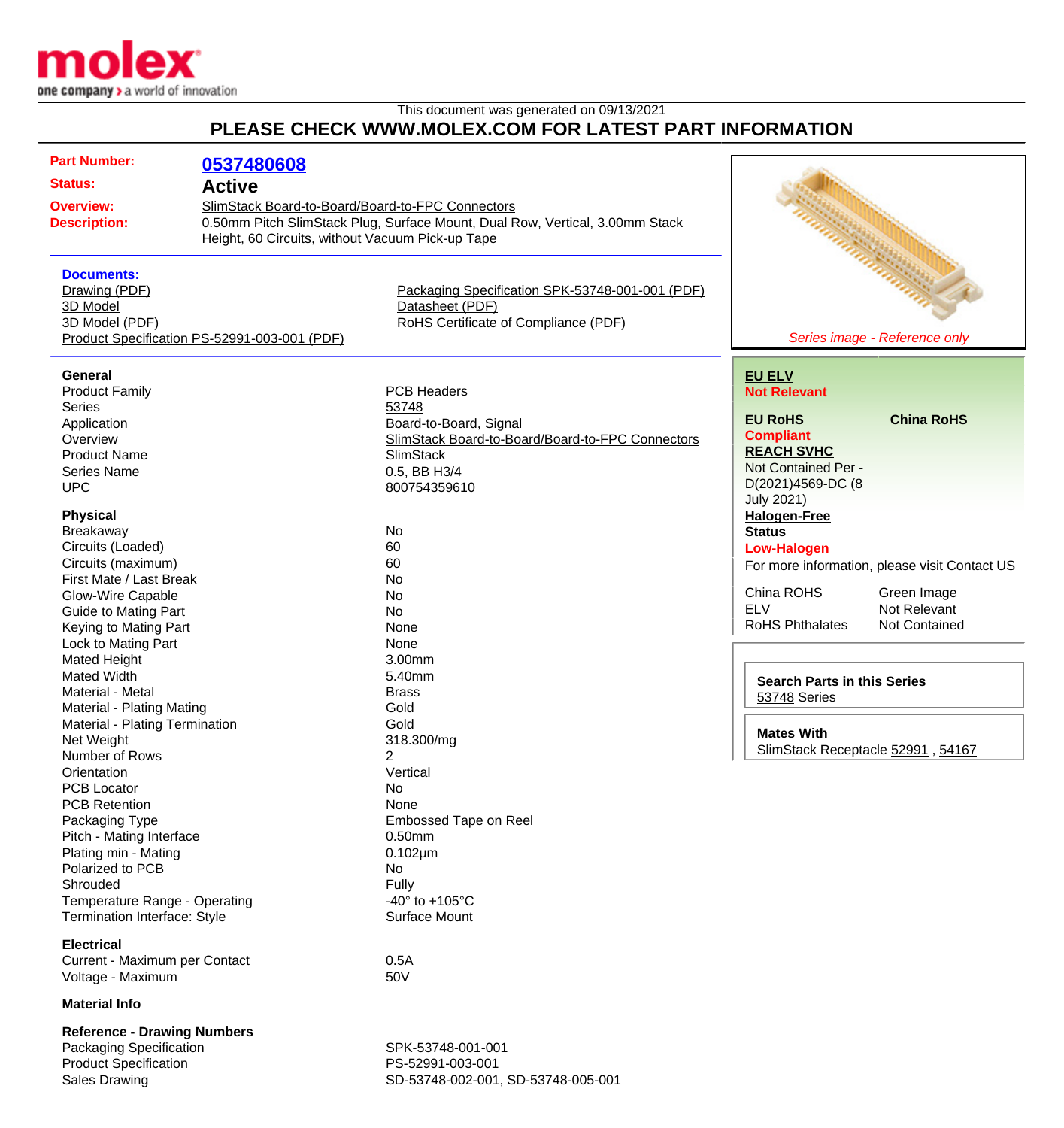This document was generated on 09/13/2021

# PLEASE CHECK WWW.MOLEX.COM FOR LATEST PART INFORMATION

**Part Number:** 0537480608

**Status:** Active

**Overview:** SlimStack Board-to-Board/Board-to-FPC Connectors

**Description:** 0.50mm Pitch SlimStack Plug, Surface Mount, Dual Row, Vertical, 3.00mm Stack Height, 60 Circuits, without Vacuum Pick-up Tape

**Documents:**
- Drawing (PDF)
- 3D Model
- 3D Model (PDF)
- Product Specification PS-52991-003-001 (PDF)
- Packaging Specification SPK-53748-001-001 (PDF)
- Datasheet (PDF)
- RoHS Certificate of Compliance (PDF)

*Series image - Reference only*

**EU ELV**
Not Relevant

**EU RoHS**
Compliant

**China RoHS**

**REACH SVHC**
Not Contained Per - D(2021)4569-DC (8 July 2021)

**Halogen-Free Status**
Low-Halogen

For more information, please visit Contact US

| | |
|---|---|
| China ROHS | Green Image |
| ELV | Not Relevant |
| RoHS Phthalates | Not Contained |

**Search Parts in this Series**
53748 Series

**Mates With**
SlimStack Receptacle 52991 , 54167

### General

| | |
|---|---|
| Product Family | PCB Headers |
| Series | 53748 |
| Application | Board-to-Board, Signal |
| Overview | SlimStack Board-to-Board/Board-to-FPC Connectors |
| Product Name | SlimStack |
| Series Name | 0.5, BB H3/4 |
| UPC | 800754359610 |

### Physical

| | |
|---|---|
| Breakaway | No |
| Circuits (Loaded) | 60 |
| Circuits (maximum) | 60 |
| First Mate / Last Break | No |
| Glow-Wire Capable | No |
| Guide to Mating Part | No |
| Keying to Mating Part | None |
| Lock to Mating Part | None |
| Mated Height | 3.00mm |
| Mated Width | 5.40mm |
| Material - Metal | Brass |
| Material - Plating Mating | Gold |
| Material - Plating Termination | Gold |
| Net Weight | 318.300/mg |
| Number of Rows | 2 |
| Orientation | Vertical |
| PCB Locator | No |
| PCB Retention | None |
| Packaging Type | Embossed Tape on Reel |
| Pitch - Mating Interface | 0.50mm |
| Plating min - Mating | 0.102µm |
| Polarized to PCB | No |
| Shrouded | Fully |
| Temperature Range - Operating | -40° to +105°C |
| Termination Interface: Style | Surface Mount |

### Electrical

| | |
|---|---|
| Current - Maximum per Contact | 0.5A |
| Voltage - Maximum | 50V |

### Material Info

### Reference - Drawing Numbers

| | |
|---|---|
| Packaging Specification | SPK-53748-001-001 |
| Product Specification | PS-52991-003-001 |
| Sales Drawing | SD-53748-002-001, SD-53748-005-001 |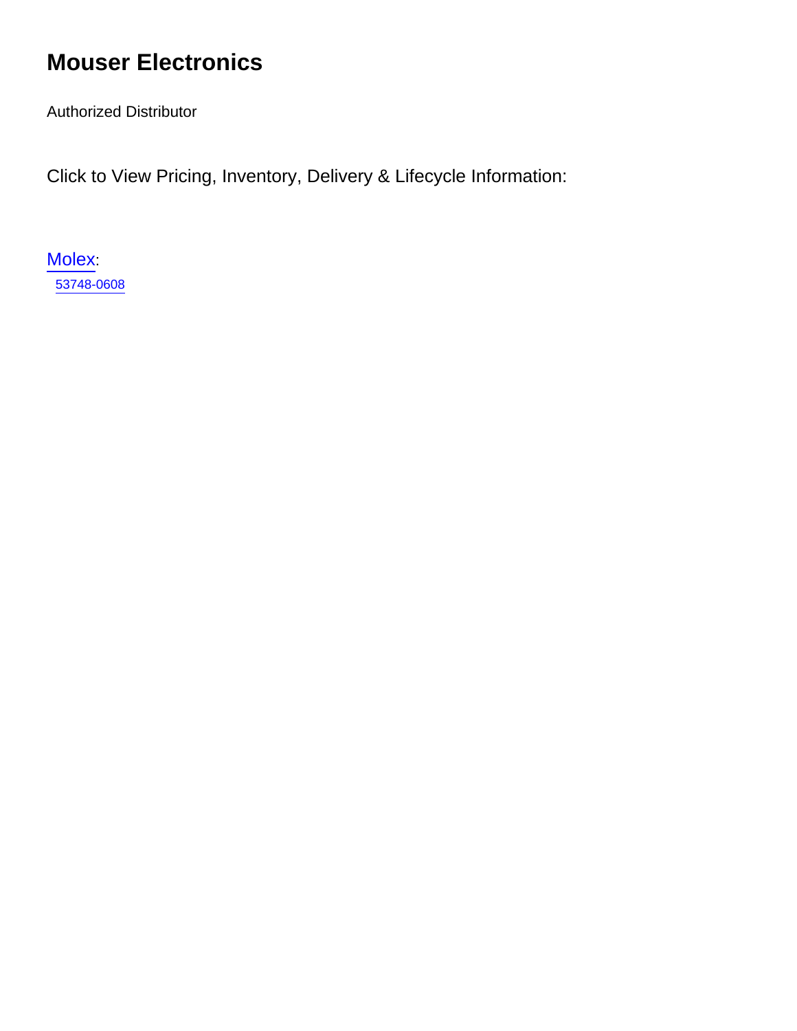# Mouser Electronics

Authorized Distributor

Click to View Pricing, Inventory, Delivery & Lifecycle Information:

Molex:

53748-0608